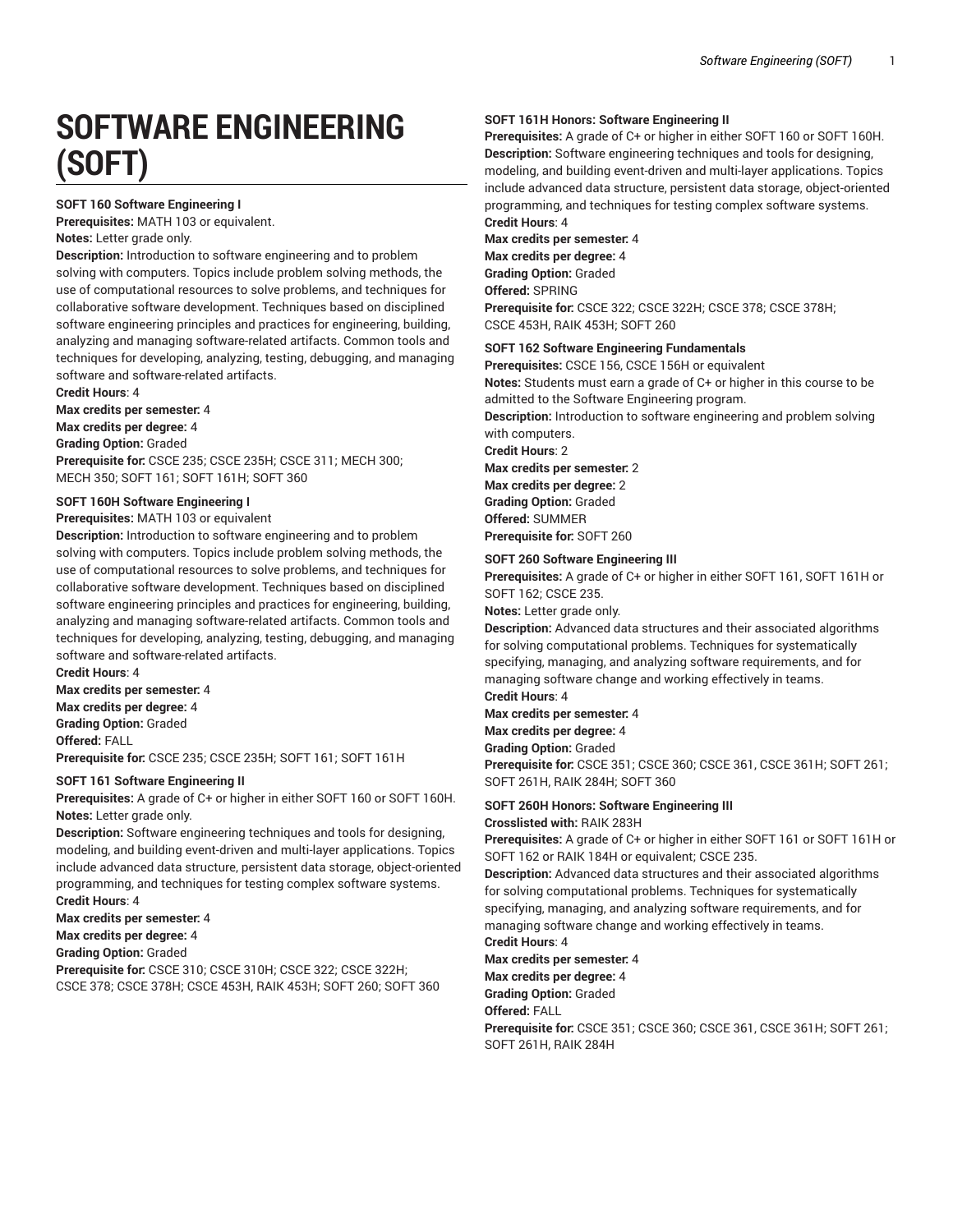# SOFTWARE ENGINEERING (SOFT)

### SOFT 160 Software Engineering I

**Prerequisites:** MATH 103 or equivalent.

**Notes:** Letter grade only.

**Description:** Introduction to software engineering and to problem solving with computers. Topics include problem solving methods, the use of computational resources to solve problems, and techniques for collaborative software development. Techniques based on disciplined software engineering principles and practices for engineering, building, analyzing and managing software-related artifacts. Common tools and techniques for developing, analyzing, testing, debugging, and managing software and software-related artifacts.

**Credit Hours**: 4

**Max credits per semester:** 4

**Max credits per degree:** 4

**Grading Option:** Graded

**Prerequisite for:** CSCE 235; CSCE 235H; CSCE 311; MECH 300; MECH 350; SOFT 161; SOFT 161H; SOFT 360

### SOFT 160H Software Engineering I

**Prerequisites:** MATH 103 or equivalent

**Description:** Introduction to software engineering and to problem solving with computers. Topics include problem solving methods, the use of computational resources to solve problems, and techniques for collaborative software development. Techniques based on disciplined software engineering principles and practices for engineering, building, analyzing and managing software-related artifacts. Common tools and techniques for developing, analyzing, testing, debugging, and managing software and software-related artifacts.

**Credit Hours**: 4

**Max credits per semester:** 4

**Max credits per degree:** 4

**Grading Option:** Graded

**Offered:** FALL

**Prerequisite for:** CSCE 235; CSCE 235H; SOFT 161; SOFT 161H

### SOFT 161 Software Engineering II

**Prerequisites:** A grade of C+ or higher in either SOFT 160 or SOFT 160H.

**Notes:** Letter grade only.

**Description:** Software engineering techniques and tools for designing, modeling, and building event-driven and multi-layer applications. Topics include advanced data structure, persistent data storage, object-oriented programming, and techniques for testing complex software systems.

**Credit Hours**: 4

**Max credits per semester:** 4

**Max credits per degree:** 4

**Grading Option:** Graded

**Prerequisite for:** CSCE 310; CSCE 310H; CSCE 322; CSCE 322H; CSCE 378; CSCE 378H; CSCE 453H, RAIK 453H; SOFT 260; SOFT 360

### SOFT 161H Honors: Software Engineering II

**Prerequisites:** A grade of C+ or higher in either SOFT 160 or SOFT 160H.

**Description:** Software engineering techniques and tools for designing, modeling, and building event-driven and multi-layer applications. Topics include advanced data structure, persistent data storage, object-oriented programming, and techniques for testing complex software systems.

**Credit Hours**: 4

**Max credits per semester:** 4

**Max credits per degree:** 4

**Grading Option:** Graded

**Offered:** SPRING

**Prerequisite for:** CSCE 322; CSCE 322H; CSCE 378; CSCE 378H; CSCE 453H, RAIK 453H; SOFT 260

### SOFT 162 Software Engineering Fundamentals

**Prerequisites:** CSCE 156, CSCE 156H or equivalent

**Notes:** Students must earn a grade of C+ or higher in this course to be admitted to the Software Engineering program.

**Description:** Introduction to software engineering and problem solving with computers.

**Credit Hours**: 2

**Max credits per semester:** 2

**Max credits per degree:** 2

**Grading Option:** Graded

**Offered:** SUMMER

**Prerequisite for:** SOFT 260

### SOFT 260 Software Engineering III

**Prerequisites:** A grade of C+ or higher in either SOFT 161, SOFT 161H or SOFT 162; CSCE 235.

**Notes:** Letter grade only.

**Description:** Advanced data structures and their associated algorithms for solving computational problems. Techniques for systematically specifying, managing, and analyzing software requirements, and for managing software change and working effectively in teams.

**Credit Hours**: 4

**Max credits per semester:** 4

**Max credits per degree:** 4

**Grading Option:** Graded

**Prerequisite for:** CSCE 351; CSCE 360; CSCE 361, CSCE 361H; SOFT 261; SOFT 261H, RAIK 284H; SOFT 360

### SOFT 260H Honors: Software Engineering III

**Crosslisted with:** RAIK 283H

**Prerequisites:** A grade of C+ or higher in either SOFT 161 or SOFT 161H or SOFT 162 or RAIK 184H or equivalent; CSCE 235.

**Description:** Advanced data structures and their associated algorithms for solving computational problems. Techniques for systematically specifying, managing, and analyzing software requirements, and for managing software change and working effectively in teams.

**Credit Hours**: 4

**Max credits per semester:** 4

**Max credits per degree:** 4

**Grading Option:** Graded

**Offered:** FALL

**Prerequisite for:** CSCE 351; CSCE 360; CSCE 361, CSCE 361H; SOFT 261; SOFT 261H, RAIK 284H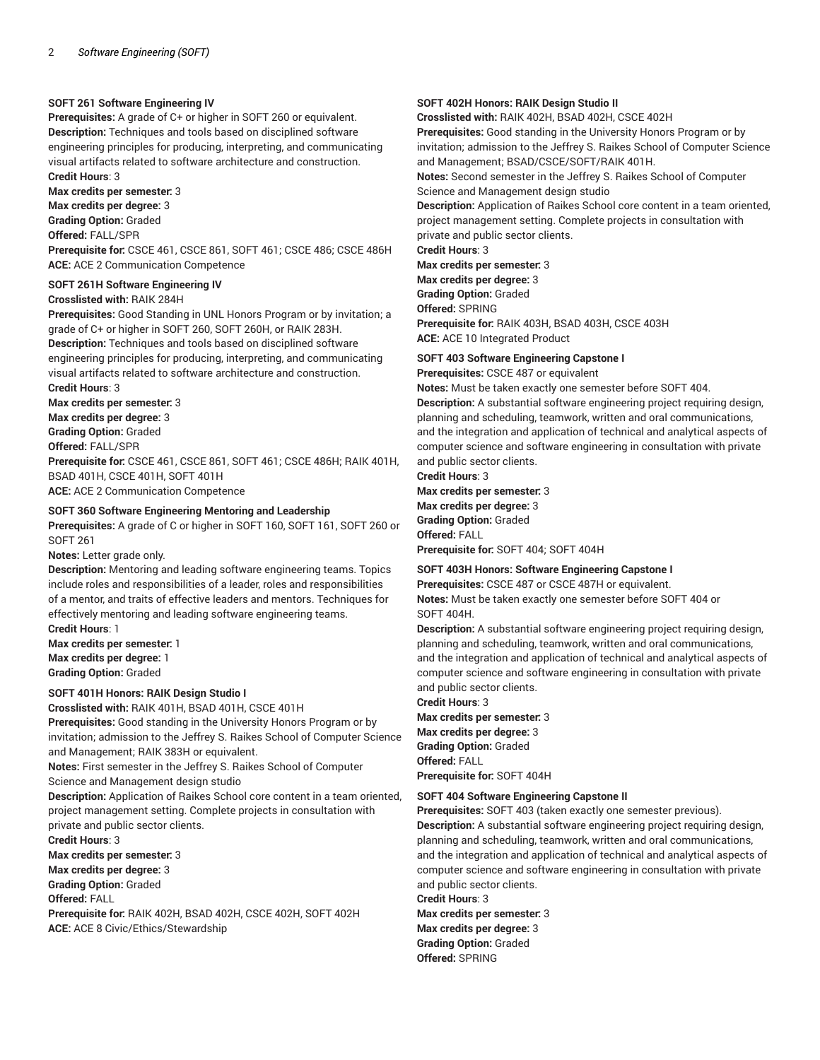### SOFT 261 Software Engineering IV

**Prerequisites:** A grade of C+ or higher in SOFT 260 or equivalent.
**Description:** Techniques and tools based on disciplined software engineering principles for producing, interpreting, and communicating visual artifacts related to software architecture and construction.
**Credit Hours**: 3
**Max credits per semester:** 3
**Max credits per degree:** 3
**Grading Option:** Graded
**Offered:** FALL/SPR
**Prerequisite for:** CSCE 461, CSCE 861, SOFT 461; CSCE 486; CSCE 486H
**ACE:** ACE 2 Communication Competence

### SOFT 261H Software Engineering IV

**Crosslisted with:** RAIK 284H
**Prerequisites:** Good Standing in UNL Honors Program or by invitation; a grade of C+ or higher in SOFT 260, SOFT 260H, or RAIK 283H.
**Description:** Techniques and tools based on disciplined software engineering principles for producing, interpreting, and communicating visual artifacts related to software architecture and construction.
**Credit Hours**: 3
**Max credits per semester:** 3
**Max credits per degree:** 3
**Grading Option:** Graded
**Offered:** FALL/SPR
**Prerequisite for:** CSCE 461, CSCE 861, SOFT 461; CSCE 486H; RAIK 401H, BSAD 401H, CSCE 401H, SOFT 401H
**ACE:** ACE 2 Communication Competence

### SOFT 360 Software Engineering Mentoring and Leadership

**Prerequisites:** A grade of C or higher in SOFT 160, SOFT 161, SOFT 260 or SOFT 261
**Notes:** Letter grade only.
**Description:** Mentoring and leading software engineering teams. Topics include roles and responsibilities of a leader, roles and responsibilities of a mentor, and traits of effective leaders and mentors. Techniques for effectively mentoring and leading software engineering teams.
**Credit Hours**: 1
**Max credits per semester:** 1
**Max credits per degree:** 1
**Grading Option:** Graded

### SOFT 401H Honors: RAIK Design Studio I

**Crosslisted with:** RAIK 401H, BSAD 401H, CSCE 401H
**Prerequisites:** Good standing in the University Honors Program or by invitation; admission to the Jeffrey S. Raikes School of Computer Science and Management; RAIK 383H or equivalent.
**Notes:** First semester in the Jeffrey S. Raikes School of Computer Science and Management design studio
**Description:** Application of Raikes School core content in a team oriented, project management setting. Complete projects in consultation with private and public sector clients.
**Credit Hours**: 3
**Max credits per semester:** 3
**Max credits per degree:** 3
**Grading Option:** Graded
**Offered:** FALL
**Prerequisite for:** RAIK 402H, BSAD 402H, CSCE 402H, SOFT 402H
**ACE:** ACE 8 Civic/Ethics/Stewardship

### SOFT 402H Honors: RAIK Design Studio II

**Crosslisted with:** RAIK 402H, BSAD 402H, CSCE 402H
**Prerequisites:** Good standing in the University Honors Program or by invitation; admission to the Jeffrey S. Raikes School of Computer Science and Management; BSAD/CSCE/SOFT/RAIK 401H.
**Notes:** Second semester in the Jeffrey S. Raikes School of Computer Science and Management design studio
**Description:** Application of Raikes School core content in a team oriented, project management setting. Complete projects in consultation with private and public sector clients.
**Credit Hours**: 3
**Max credits per semester:** 3
**Max credits per degree:** 3
**Grading Option:** Graded
**Offered:** SPRING
**Prerequisite for:** RAIK 403H, BSAD 403H, CSCE 403H
**ACE:** ACE 10 Integrated Product

### SOFT 403 Software Engineering Capstone I

**Prerequisites:** CSCE 487 or equivalent
**Notes:** Must be taken exactly one semester before SOFT 404.
**Description:** A substantial software engineering project requiring design, planning and scheduling, teamwork, written and oral communications, and the integration and application of technical and analytical aspects of computer science and software engineering in consultation with private and public sector clients.
**Credit Hours**: 3
**Max credits per semester:** 3
**Max credits per degree:** 3
**Grading Option:** Graded
**Offered:** FALL
**Prerequisite for:** SOFT 404; SOFT 404H

### SOFT 403H Honors: Software Engineering Capstone I

**Prerequisites:** CSCE 487 or CSCE 487H or equivalent.
**Notes:** Must be taken exactly one semester before SOFT 404 or SOFT 404H.
**Description:** A substantial software engineering project requiring design, planning and scheduling, teamwork, written and oral communications, and the integration and application of technical and analytical aspects of computer science and software engineering in consultation with private and public sector clients.
**Credit Hours**: 3
**Max credits per semester:** 3
**Max credits per degree:** 3
**Grading Option:** Graded
**Offered:** FALL
**Prerequisite for:** SOFT 404H

### SOFT 404 Software Engineering Capstone II

**Prerequisites:** SOFT 403 (taken exactly one semester previous).
**Description:** A substantial software engineering project requiring design, planning and scheduling, teamwork, written and oral communications, and the integration and application of technical and analytical aspects of computer science and software engineering in consultation with private and public sector clients.
**Credit Hours**: 3
**Max credits per semester:** 3
**Max credits per degree:** 3
**Grading Option:** Graded
**Offered:** SPRING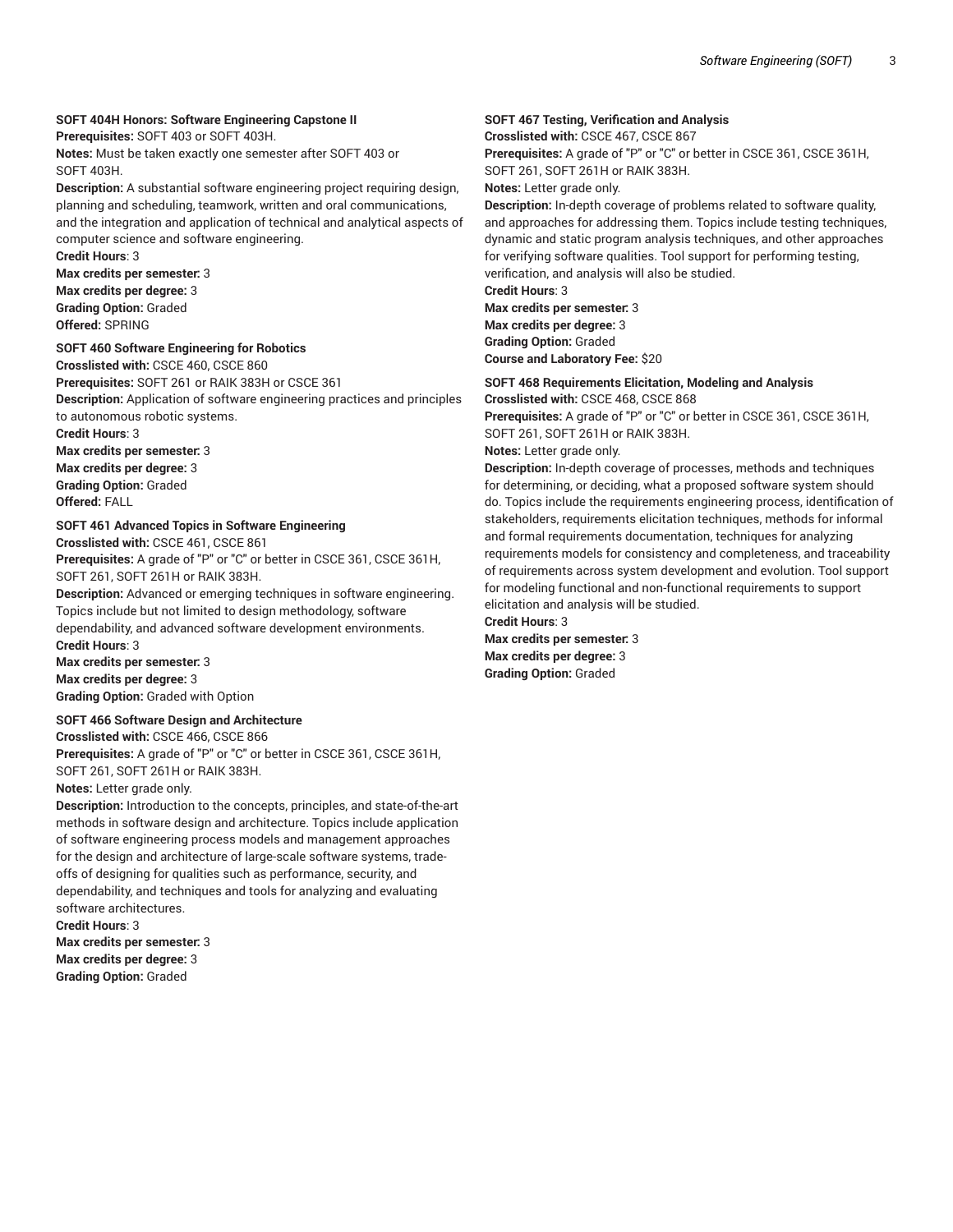**SOFT 404H Honors: Software Engineering Capstone II**

**Prerequisites:** SOFT 403 or SOFT 403H.

**Notes:** Must be taken exactly one semester after SOFT 403 or SOFT 403H.

**Description:** A substantial software engineering project requiring design, planning and scheduling, teamwork, written and oral communications, and the integration and application of technical and analytical aspects of computer science and software engineering.

**Credit Hours**: 3

**Max credits per semester:** 3

**Max credits per degree:** 3

**Grading Option:** Graded

**Offered:** SPRING

**SOFT 460 Software Engineering for Robotics**

**Crosslisted with:** CSCE 460, CSCE 860

**Prerequisites:** SOFT 261 or RAIK 383H or CSCE 361

**Description:** Application of software engineering practices and principles to autonomous robotic systems.

**Credit Hours**: 3

**Max credits per semester:** 3

**Max credits per degree:** 3

**Grading Option:** Graded

**Offered:** FALL

**SOFT 461 Advanced Topics in Software Engineering**

**Crosslisted with:** CSCE 461, CSCE 861

**Prerequisites:** A grade of "P" or "C" or better in CSCE 361, CSCE 361H, SOFT 261, SOFT 261H or RAIK 383H.

**Description:** Advanced or emerging techniques in software engineering. Topics include but not limited to design methodology, software dependability, and advanced software development environments.

**Credit Hours**: 3

**Max credits per semester:** 3

**Max credits per degree:** 3

**Grading Option:** Graded with Option

**SOFT 466 Software Design and Architecture**

**Crosslisted with:** CSCE 466, CSCE 866

**Prerequisites:** A grade of "P" or "C" or better in CSCE 361, CSCE 361H, SOFT 261, SOFT 261H or RAIK 383H.

**Notes:** Letter grade only.

**Description:** Introduction to the concepts, principles, and state-of-the-art methods in software design and architecture. Topics include application of software engineering process models and management approaches for the design and architecture of large-scale software systems, trade-offs of designing for qualities such as performance, security, and dependability, and techniques and tools for analyzing and evaluating software architectures.

**Credit Hours**: 3

**Max credits per semester:** 3

**Max credits per degree:** 3

**Grading Option:** Graded

**SOFT 467 Testing, Verification and Analysis**

**Crosslisted with:** CSCE 467, CSCE 867

**Prerequisites:** A grade of "P" or "C" or better in CSCE 361, CSCE 361H, SOFT 261, SOFT 261H or RAIK 383H.

**Notes:** Letter grade only.

**Description:** In-depth coverage of problems related to software quality, and approaches for addressing them. Topics include testing techniques, dynamic and static program analysis techniques, and other approaches for verifying software qualities. Tool support for performing testing, verification, and analysis will also be studied.

**Credit Hours**: 3

**Max credits per semester:** 3

**Max credits per degree:** 3

**Grading Option:** Graded

**Course and Laboratory Fee:** $20

**SOFT 468 Requirements Elicitation, Modeling and Analysis**

**Crosslisted with:** CSCE 468, CSCE 868

**Prerequisites:** A grade of "P" or "C" or better in CSCE 361, CSCE 361H, SOFT 261, SOFT 261H or RAIK 383H.

**Notes:** Letter grade only.

**Description:** In-depth coverage of processes, methods and techniques for determining, or deciding, what a proposed software system should do. Topics include the requirements engineering process, identification of stakeholders, requirements elicitation techniques, methods for informal and formal requirements documentation, techniques for analyzing requirements models for consistency and completeness, and traceability of requirements across system development and evolution. Tool support for modeling functional and non-functional requirements to support elicitation and analysis will be studied.

**Credit Hours**: 3

**Max credits per semester:** 3

**Max credits per degree:** 3

**Grading Option:** Graded